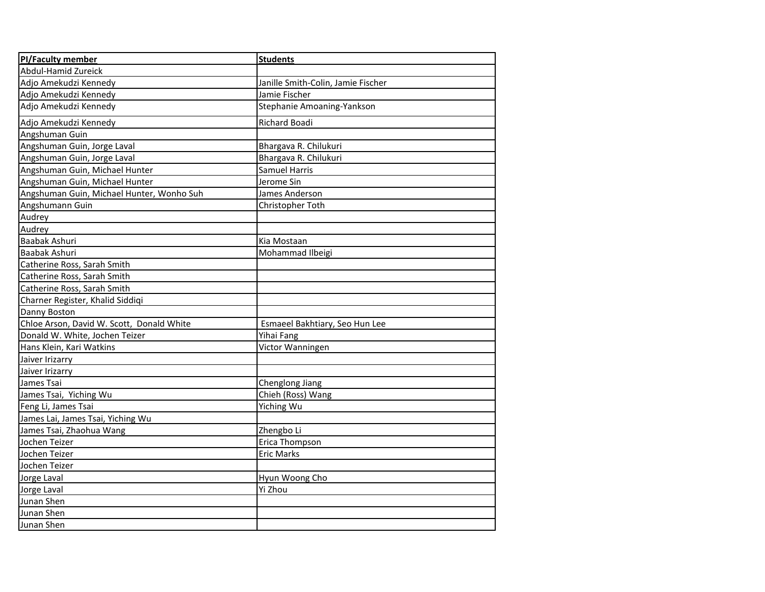| PI/Faculty member | Students |
|---|---|
| Abdul-Hamid Zureick | |
| Adjo Amekudzi Kennedy | Janille Smith-Colin, Jamie Fischer |
| Adjo Amekudzi Kennedy | Jamie Fischer |
| Adjo Amekudzi Kennedy | Stephanie Amoaning-Yankson |
| Adjo Amekudzi Kennedy | Richard Boadi |
| Angshuman Guin | |
| Angshuman Guin, Jorge Laval | Bhargava R. Chilukuri |
| Angshuman Guin, Jorge Laval | Bhargava R. Chilukuri |
| Angshuman Guin, Michael Hunter | Samuel Harris |
| Angshuman Guin, Michael Hunter | Jerome Sin |
| Angshuman Guin, Michael Hunter, Wonho Suh | James Anderson |
| Angshumann Guin | Christopher Toth |
| Audrey | |
| Audrey | |
| Baabak Ashuri | Kia Mostaan |
| Baabak Ashuri | Mohammad Ilbeigi |
| Catherine Ross, Sarah Smith | |
| Catherine Ross, Sarah Smith | |
| Catherine Ross, Sarah Smith | |
| Charner Register, Khalid Siddiqi | |
| Danny Boston | |
| Chloe Arson, David W. Scott, Donald White | Esmaeel Bakhtiary, Seo Hun Lee |
| Donald W. White, Jochen Teizer | Yihai Fang |
| Hans Klein, Kari Watkins | Victor Wanningen |
| Jaiver Irizarry | |
| Jaiver Irizarry | |
| James Tsai | Chenglong Jiang |
| James Tsai, Yiching Wu | Chieh (Ross) Wang |
| Feng Li, James Tsai | Yiching Wu |
| James Lai, James Tsai, Yiching Wu | |
| James Tsai, Zhaohua Wang | Zhengbo Li |
| Jochen Teizer | Erica Thompson |
| Jochen Teizer | Eric Marks |
| Jochen Teizer | |
| Jorge Laval | Hyun Woong Cho |
| Jorge Laval | Yi Zhou |
| Junan Shen | |
| Junan Shen | |
| Junan Shen | |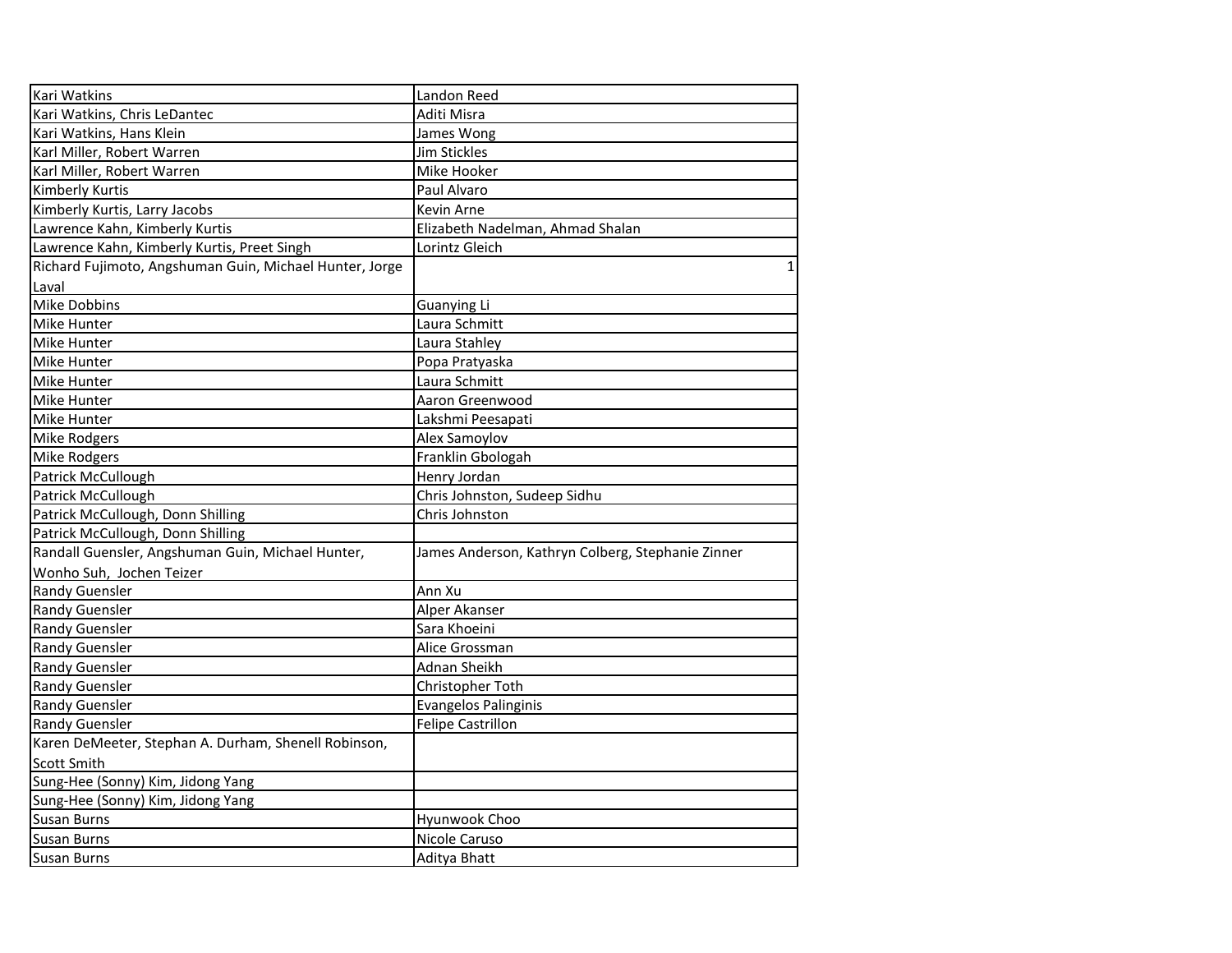| | |
|---|---|
| Kari Watkins | Landon Reed |
| Kari Watkins, Chris LeDantec | Aditi Misra |
| Kari Watkins, Hans Klein | James Wong |
| Karl Miller, Robert Warren | Jim Stickles |
| Karl Miller, Robert Warren | Mike Hooker |
| Kimberly Kurtis | Paul Alvaro |
| Kimberly Kurtis, Larry Jacobs | Kevin Arne |
| Lawrence Kahn, Kimberly Kurtis | Elizabeth Nadelman, Ahmad Shalan |
| Lawrence Kahn, Kimberly Kurtis, Preet Singh | Lorintz Gleich |
| Richard Fujimoto, Angshuman Guin, Michael Hunter, Jorge Laval | 1 |
| Mike Dobbins | Guanying Li |
| Mike Hunter | Laura Schmitt |
| Mike Hunter | Laura Stahley |
| Mike Hunter | Popa Pratyaska |
| Mike Hunter | Laura Schmitt |
| Mike Hunter | Aaron Greenwood |
| Mike Hunter | Lakshmi Peesapati |
| Mike Rodgers | Alex Samoylov |
| Mike Rodgers | Franklin Gbologah |
| Patrick McCullough | Henry Jordan |
| Patrick McCullough | Chris Johnston, Sudeep Sidhu |
| Patrick McCullough, Donn Shilling | Chris Johnston |
| Patrick McCullough, Donn Shilling | |
| Randall Guensler, Angshuman Guin, Michael Hunter, Wonho Suh, Jochen Teizer | James Anderson, Kathryn Colberg, Stephanie Zinner |
| Randy Guensler | Ann Xu |
| Randy Guensler | Alper Akanser |
| Randy Guensler | Sara Khoeini |
| Randy Guensler | Alice Grossman |
| Randy Guensler | Adnan Sheikh |
| Randy Guensler | Christopher Toth |
| Randy Guensler | Evangelos Palinginis |
| Randy Guensler | Felipe Castrillon |
| Karen DeMeeter, Stephan A. Durham, Shenell Robinson, Scott Smith | |
| Sung-Hee (Sonny) Kim, Jidong Yang | |
| Sung-Hee (Sonny) Kim, Jidong Yang | |
| Susan Burns | Hyunwook Choo |
| Susan Burns | Nicole Caruso |
| Susan Burns | Aditya Bhatt |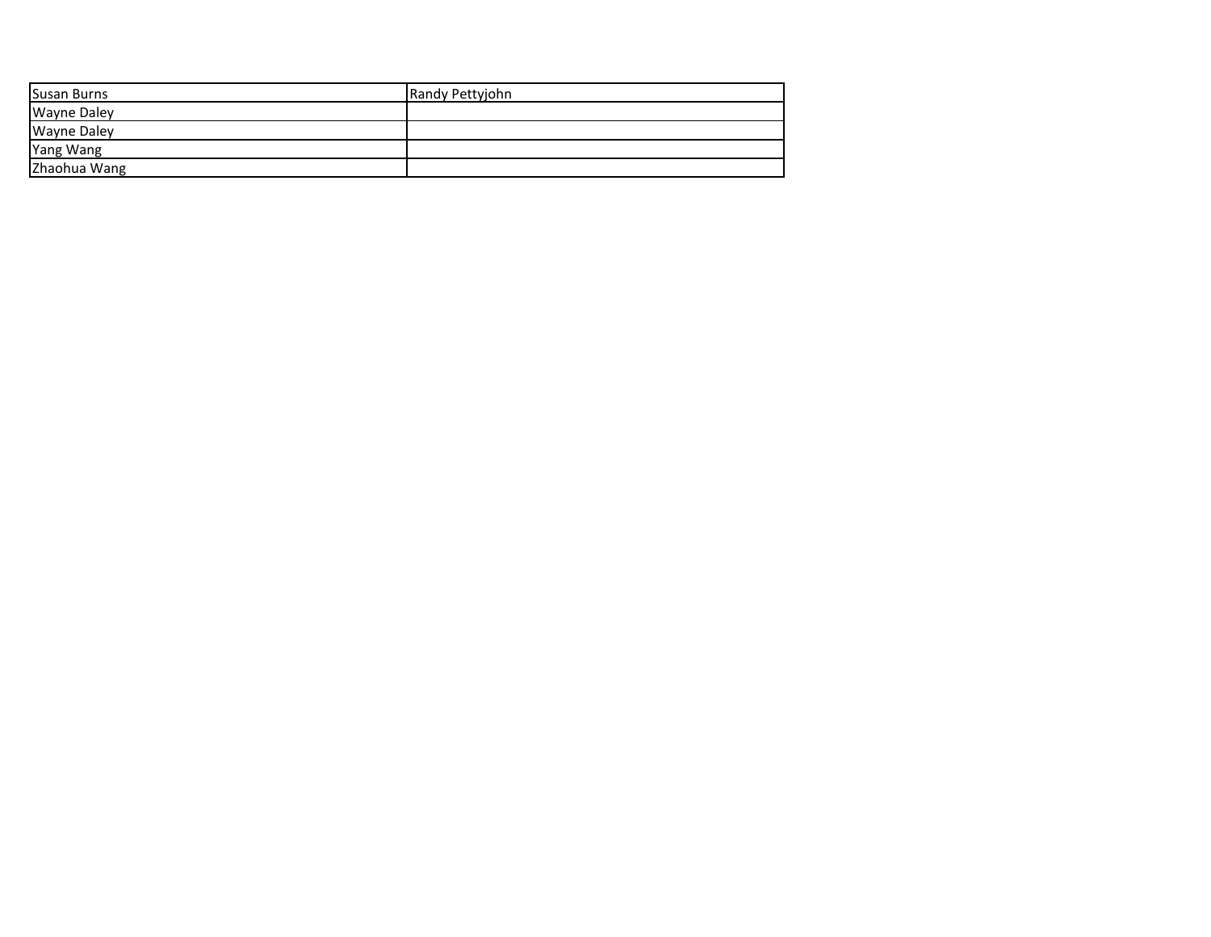| | |
|---|---|
| Susan Burns | Randy Pettyjohn |
| Wayne Daley | |
| Wayne Daley | |
| Yang Wang | |
| Zhaohua Wang | |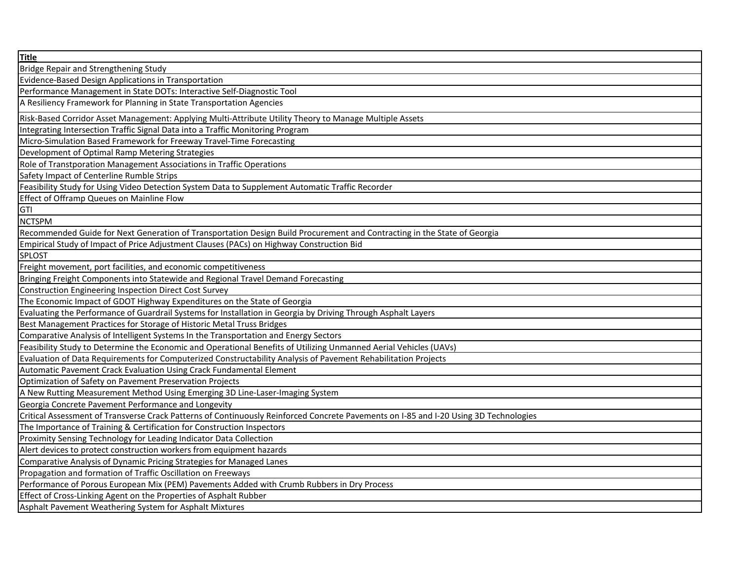| Title |
| --- |
| Bridge Repair and Strengthening Study |
| Evidence-Based Design Applications in Transportation |
| Performance Management in State DOTs: Interactive Self-Diagnostic Tool |
| A Resiliency Framework for Planning in State Transportation Agencies |
| Risk-Based Corridor Asset Management: Applying Multi-Attribute Utility Theory to Manage Multiple Assets |
| Integrating Intersection Traffic Signal Data into a Traffic Monitoring Program |
| Micro-Simulation Based Framework for Freeway Travel-Time Forecasting |
| Development of Optimal Ramp Metering Strategies |
| Role of Transtporation Management Associations in Traffic Operations |
| Safety Impact of Centerline Rumble Strips |
| Feasibility Study for Using Video Detection System Data to Supplement Automatic Traffic Recorder |
| Effect of Offramp Queues on Mainline Flow |
| GTI |
| NCTSPM |
| Recommended Guide for Next Generation of Transportation Design Build Procurement and Contracting in the State of Georgia |
| Empirical Study of Impact of Price Adjustment Clauses (PACs) on Highway Construction Bid |
| SPLOST |
| Freight movement, port facilities, and economic competitiveness |
| Bringing Freight Components into Statewide and Regional Travel Demand Forecasting |
| Construction Engineering Inspection Direct Cost Survey |
| The Economic Impact of GDOT Highway Expenditures on the State of Georgia |
| Evaluating the Performance of Guardrail Systems for Installation in Georgia by Driving Through Asphalt Layers |
| Best Management Practices for Storage of Historic Metal Truss Bridges |
| Comparative Analysis of Intelligent Systems In the Transportation and Energy Sectors |
| Feasibility Study to Determine the Economic and Operational Benefits of Utilizing Unmanned Aerial Vehicles (UAVs) |
| Evaluation of Data Requirements for Computerized Constructability Analysis of Pavement Rehabilitation Projects |
| Automatic Pavement Crack Evaluation Using Crack Fundamental Element |
| Optimization of Safety on Pavement Preservation Projects |
| A New Rutting Measurement Method Using Emerging 3D Line-Laser-Imaging System |
| Georgia Concrete Pavement Performance and Longevity |
| Critical Assessment of Transverse Crack Patterns of Continuously Reinforced Concrete Pavements on I-85 and I-20 Using 3D Technologies |
| The Importance of Training & Certification for Construction Inspectors |
| Proximity Sensing Technology for Leading Indicator Data Collection |
| Alert devices to protect construction workers from equipment hazards |
| Comparative Analysis of Dynamic Pricing Strategies for Managed Lanes |
| Propagation and formation of Traffic Oscillation on Freeways |
| Performance of Porous European Mix (PEM) Pavements Added with Crumb Rubbers in Dry Process |
| Effect of Cross-Linking Agent on the Properties of Asphalt Rubber |
| Asphalt Pavement Weathering System for Asphalt Mixtures |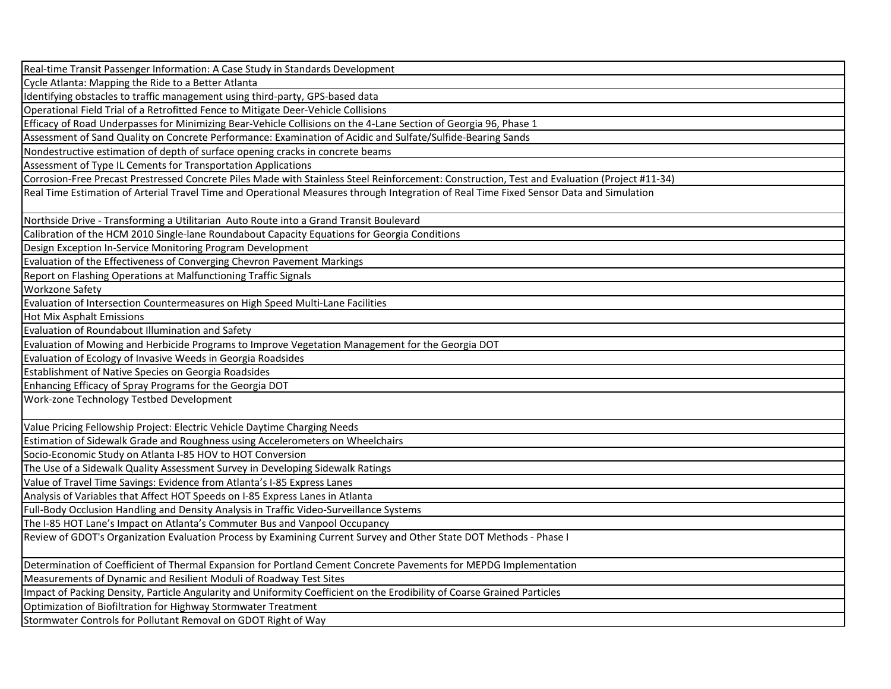| |
|---|
| Real-time Transit Passenger Information: A Case Study in Standards Development |
| Cycle Atlanta: Mapping the Ride to a Better Atlanta |
| Identifying obstacles to traffic management using third-party, GPS-based data |
| Operational Field Trial of a Retrofitted Fence to Mitigate Deer-Vehicle Collisions |
| Efficacy of Road Underpasses for Minimizing Bear-Vehicle Collisions on the 4-Lane Section of Georgia 96, Phase 1 |
| Assessment of Sand Quality on Concrete Performance: Examination of Acidic and Sulfate/Sulfide-Bearing Sands |
| Nondestructive estimation of depth of surface opening cracks in concrete beams |
| Assessment of Type IL Cements for Transportation Applications |
| Corrosion-Free Precast Prestressed Concrete Piles Made with Stainless Steel Reinforcement: Construction, Test and Evaluation (Project #11-34) |
| Real Time Estimation of Arterial Travel Time and Operational Measures through Integration of Real Time Fixed Sensor Data and Simulation |
| Northside Drive - Transforming a Utilitarian Auto Route into a Grand Transit Boulevard |
| Calibration of the HCM 2010 Single-lane Roundabout Capacity Equations for Georgia Conditions |
| Design Exception In-Service Monitoring Program Development |
| Evaluation of the Effectiveness of Converging Chevron Pavement Markings |
| Report on Flashing Operations at Malfunctioning Traffic Signals |
| Workzone Safety |
| Evaluation of Intersection Countermeasures on High Speed Multi-Lane Facilities |
| Hot Mix Asphalt Emissions |
| Evaluation of Roundabout Illumination and Safety |
| Evaluation of Mowing and Herbicide Programs to Improve Vegetation Management for the Georgia DOT |
| Evaluation of Ecology of Invasive Weeds in Georgia Roadsides |
| Establishment of Native Species on Georgia Roadsides |
| Enhancing Efficacy of Spray Programs for the Georgia DOT |
| Work-zone Technology Testbed Development |
| Value Pricing Fellowship Project: Electric Vehicle Daytime Charging Needs |
| Estimation of Sidewalk Grade and Roughness using Accelerometers on Wheelchairs |
| Socio-Economic Study on Atlanta I-85 HOV to HOT Conversion |
| The Use of a Sidewalk Quality Assessment Survey in Developing Sidewalk Ratings |
| Value of Travel Time Savings: Evidence from Atlanta's I-85 Express Lanes |
| Analysis of Variables that Affect HOT Speeds on I-85 Express Lanes in Atlanta |
| Full-Body Occlusion Handling and Density Analysis in Traffic Video-Surveillance Systems |
| The I-85 HOT Lane's Impact on Atlanta's Commuter Bus and Vanpool Occupancy |
| Review of GDOT's Organization Evaluation Process by Examining Current Survey and Other State DOT Methods - Phase I |
| Determination of Coefficient of Thermal Expansion for Portland Cement Concrete Pavements for MEPDG Implementation |
| Measurements of Dynamic and Resilient Moduli of Roadway Test Sites |
| Impact of Packing Density, Particle Angularity and Uniformity Coefficient on the Erodibility of Coarse Grained Particles |
| Optimization of Biofiltration for Highway Stormwater Treatment |
| Stormwater Controls for Pollutant Removal on GDOT Right of Way |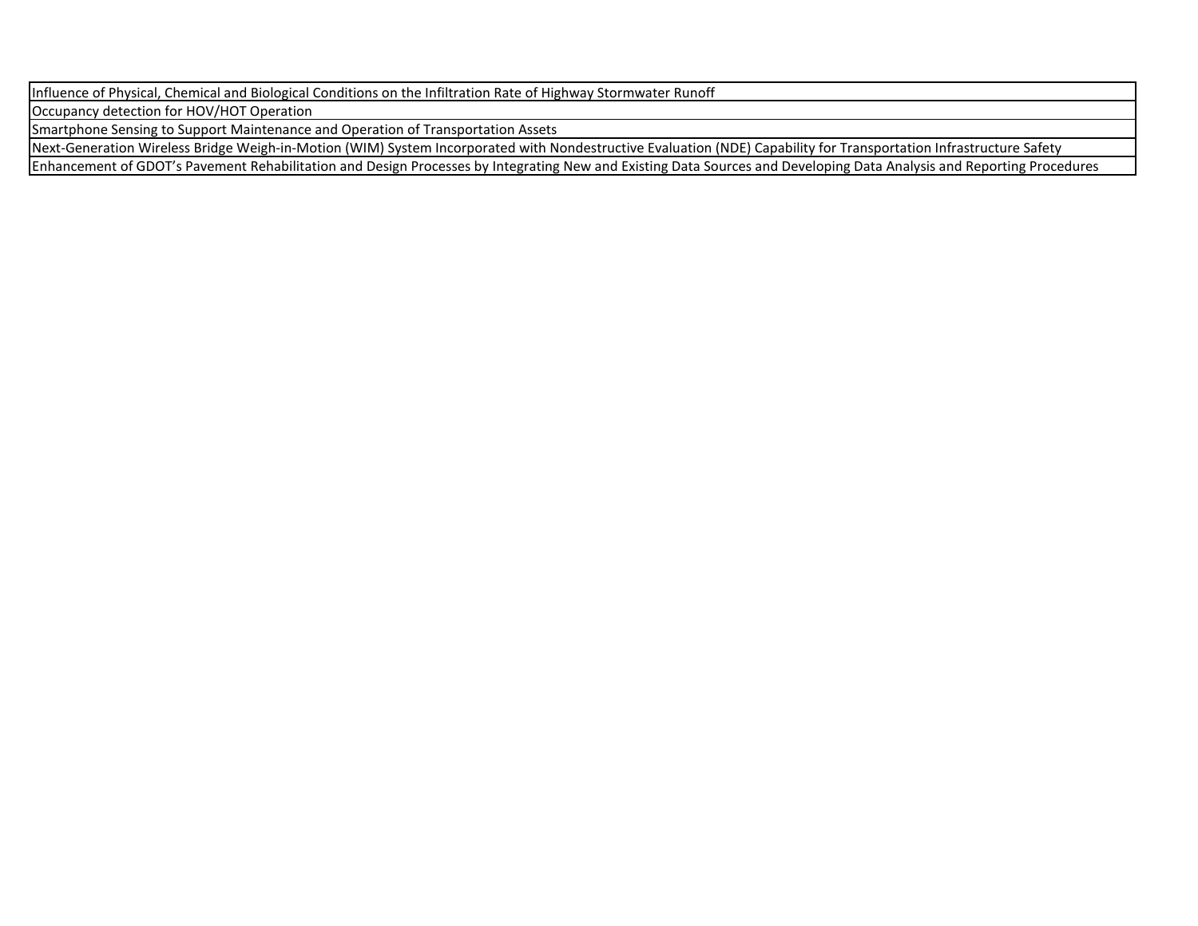| Influence of Physical, Chemical and Biological Conditions on the Infiltration Rate of Highway Stormwater Runoff |
| --- |
| Occupancy detection for HOV/HOT Operation |
| Smartphone Sensing to Support Maintenance and Operation of Transportation Assets |
| Next-Generation Wireless Bridge Weigh-in-Motion (WIM) System Incorporated with Nondestructive Evaluation (NDE) Capability for Transportation Infrastructure Safety |
| Enhancement of GDOT's Pavement Rehabilitation and Design Processes by Integrating New and Existing Data Sources and Developing Data Analysis and Reporting Procedures |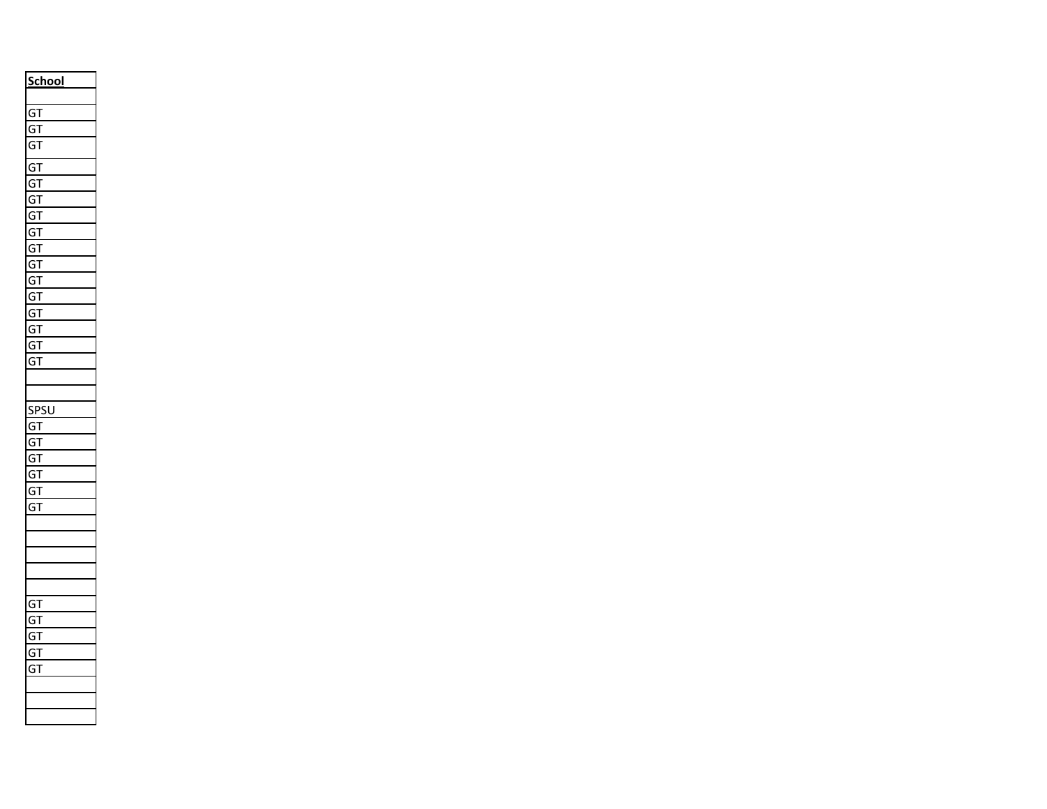| School |
| --- |
| |
| GT |
| GT |
| GT |
| GT |
| GT |
| GT |
| GT |
| GT |
| GT |
| GT |
| GT |
| GT |
| GT |
| GT |
| GT |
| GT |
| |
| |
| SPSU |
| GT |
| GT |
| GT |
| GT |
| GT |
| GT |
| |
| |
| |
| |
| |
| GT |
| GT |
| GT |
| GT |
| GT |
| |
| |
| |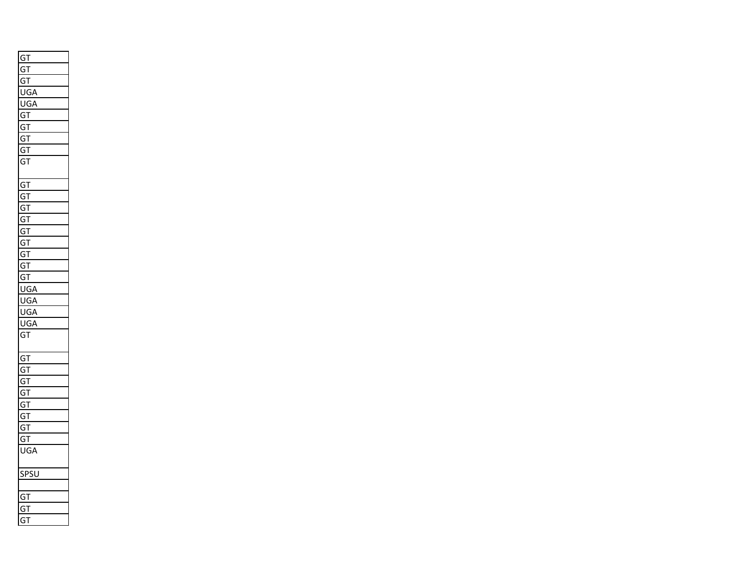| GT |
|---|
| GT |
| GT |
| UGA |
| UGA |
| GT |
| GT |
| GT |
| GT |
| GT |
| GT |
| GT |
| GT |
| GT |
| GT |
| GT |
| GT |
| GT |
| GT |
| UGA |
| UGA |
| UGA |
| UGA |
| GT |
| GT |
| GT |
| GT |
| GT |
| GT |
| GT |
| GT |
| GT |
| UGA |
| SPSU |
| |
| GT |
| GT |
| GT |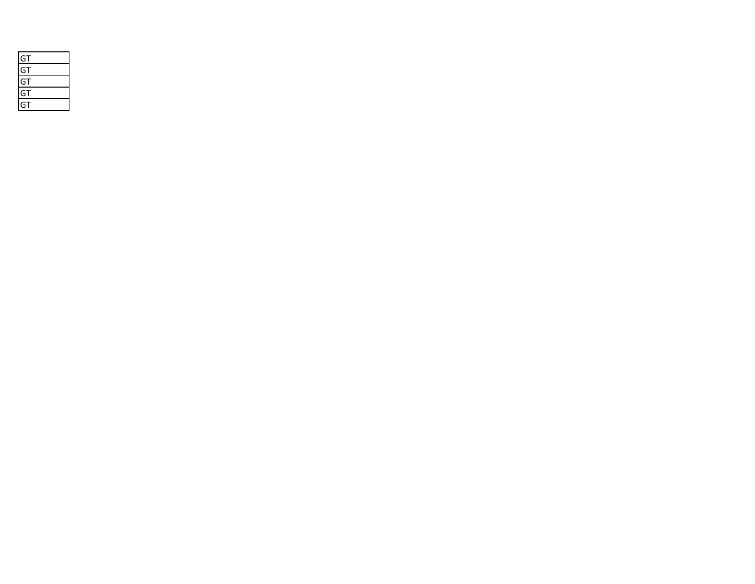| |
|---|
| GT |
| GT |
| GT |
| GT |
| GT |